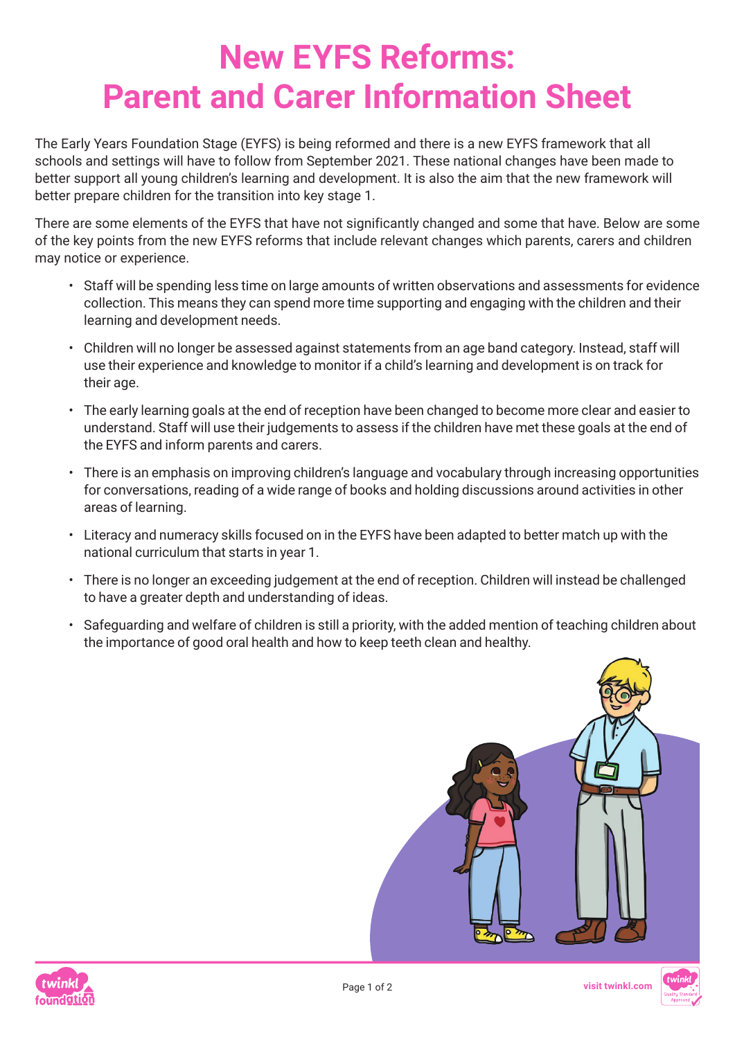# New EYFS Reforms: Parent and Carer Information Sheet

The Early Years Foundation Stage (EYFS) is being reformed and there is a new EYFS framework that all schools and settings will have to follow from September 2021. These national changes have been made to better support all young children's learning and development. It is also the aim that the new framework will better prepare children for the transition into key stage 1.

There are some elements of the EYFS that have not significantly changed and some that have. Below are some of the key points from the new EYFS reforms that include relevant changes which parents, carers and children may notice or experience.

- Staff will be spending less time on large amounts of written observations and assessments for evidence collection. This means they can spend more time supporting and engaging with the children and their learning and development needs.
- Children will no longer be assessed against statements from an age band category. Instead, staff will use their experience and knowledge to monitor if a child's learning and development is on track for their age.
- The early learning goals at the end of reception have been changed to become more clear and easier to understand. Staff will use their judgements to assess if the children have met these goals at the end of the EYFS and inform parents and carers.
- There is an emphasis on improving children's language and vocabulary through increasing opportunities for conversations, reading of a wide range of books and holding discussions around activities in other areas of learning.
- Literacy and numeracy skills focused on in the EYFS have been adapted to better match up with the national curriculum that starts in year 1.
- There is no longer an exceeding judgement at the end of reception. Children will instead be challenged to have a greater depth and understanding of ideas.
- Safeguarding and welfare of children is still a priority, with the added mention of teaching children about the importance of good oral health and how to keep teeth clean and healthy.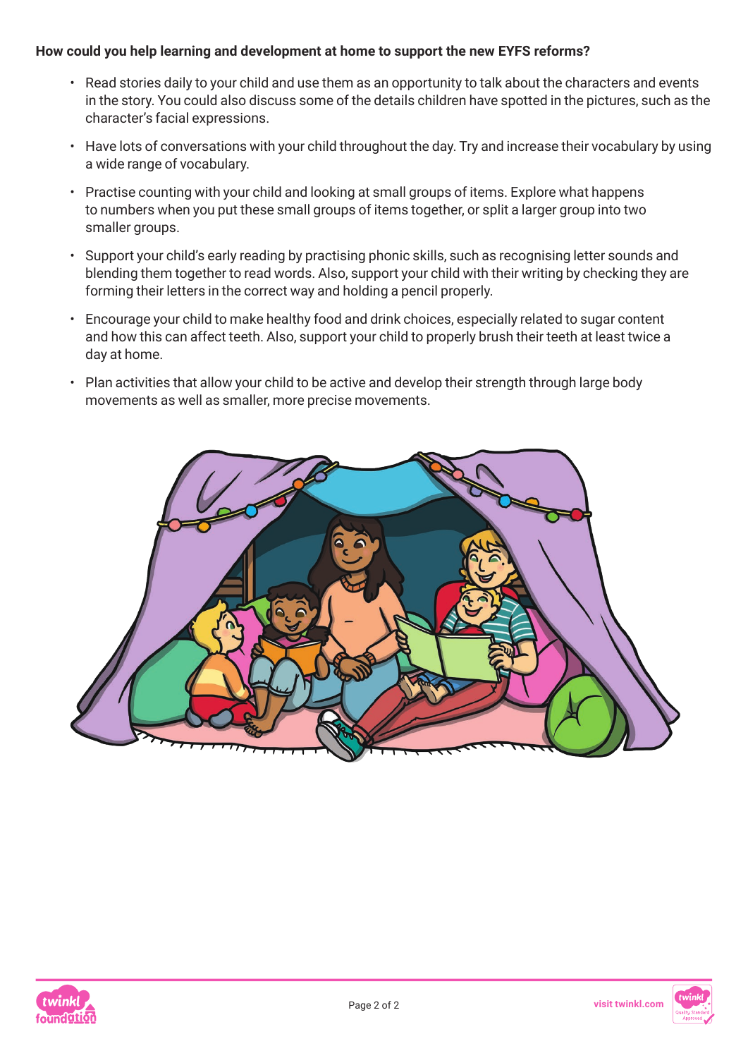**How could you help learning and development at home to support the new EYFS reforms?**

- Read stories daily to your child and use them as an opportunity to talk about the characters and events in the story. You could also discuss some of the details children have spotted in the pictures, such as the character's facial expressions.
- Have lots of conversations with your child throughout the day. Try and increase their vocabulary by using a wide range of vocabulary.
- Practise counting with your child and looking at small groups of items. Explore what happens to numbers when you put these small groups of items together, or split a larger group into two smaller groups.
- Support your child's early reading by practising phonic skills, such as recognising letter sounds and blending them together to read words. Also, support your child with their writing by checking they are forming their letters in the correct way and holding a pencil properly.
- Encourage your child to make healthy food and drink choices, especially related to sugar content and how this can affect teeth. Also, support your child to properly brush their teeth at least twice a day at home.
- Plan activities that allow your child to be active and develop their strength through large body movements as well as smaller, more precise movements.